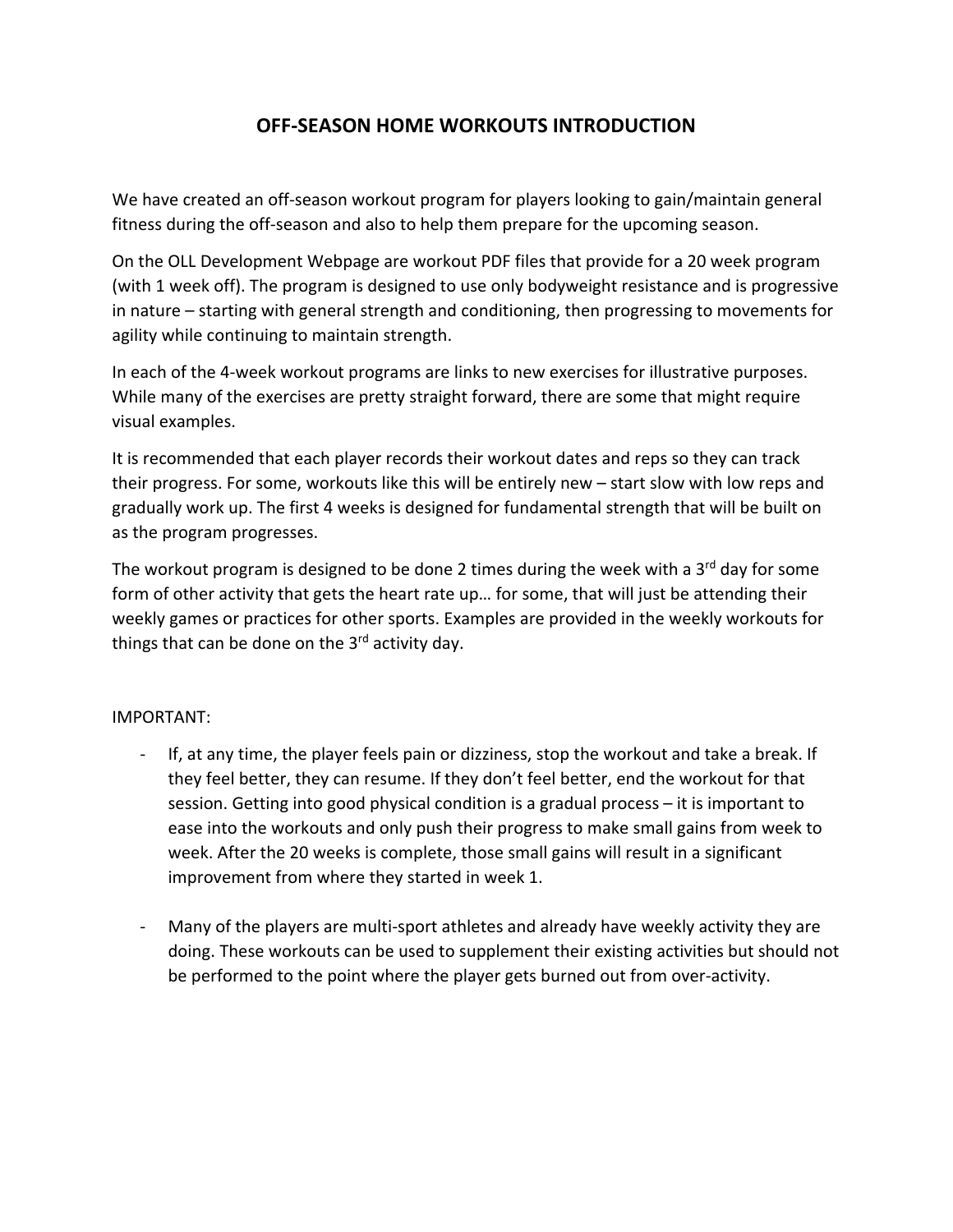# OFF-SEASON HOME WORKOUTS INTRODUCTION

We have created an off-season workout program for players looking to gain/maintain general fitness during the off-season and also to help them prepare for the upcoming season.

On the OLL Development Webpage are workout PDF files that provide for a 20 week program (with 1 week off). The program is designed to use only bodyweight resistance and is progressive in nature – starting with general strength and conditioning, then progressing to movements for agility while continuing to maintain strength.

In each of the 4-week workout programs are links to new exercises for illustrative purposes. While many of the exercises are pretty straight forward, there are some that might require visual examples.

It is recommended that each player records their workout dates and reps so they can track their progress. For some, workouts like this will be entirely new – start slow with low reps and gradually work up. The first 4 weeks is designed for fundamental strength that will be built on as the program progresses.

The workout program is designed to be done 2 times during the week with a 3rd day for some form of other activity that gets the heart rate up… for some, that will just be attending their weekly games or practices for other sports. Examples are provided in the weekly workouts for things that can be done on the 3rd activity day.

IMPORTANT:

- If, at any time, the player feels pain or dizziness, stop the workout and take a break. If they feel better, they can resume. If they don't feel better, end the workout for that session. Getting into good physical condition is a gradual process – it is important to ease into the workouts and only push their progress to make small gains from week to week. After the 20 weeks is complete, those small gains will result in a significant improvement from where they started in week 1.

- Many of the players are multi-sport athletes and already have weekly activity they are doing. These workouts can be used to supplement their existing activities but should not be performed to the point where the player gets burned out from over-activity.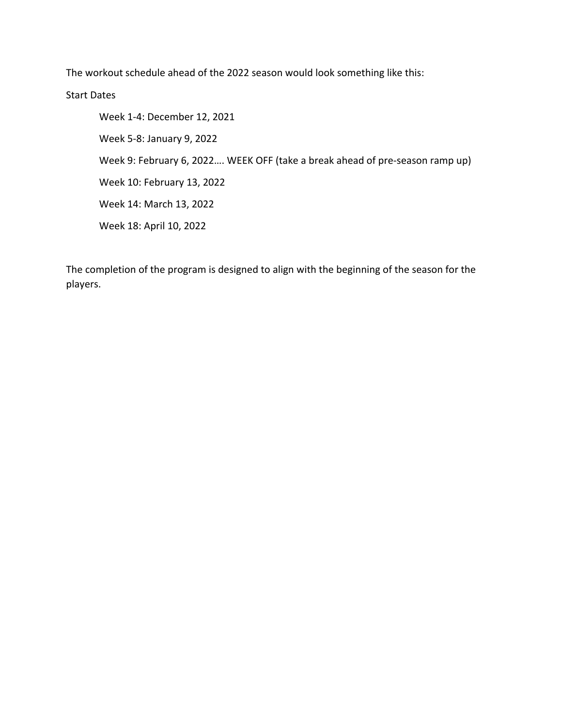The workout schedule ahead of the 2022 season would look something like this:

Start Dates

- Week 1-4: December 12, 2021
- Week 5-8: January 9, 2022
- Week 9: February 6, 2022…. WEEK OFF (take a break ahead of pre-season ramp up)
- Week 10: February 13, 2022
- Week 14: March 13, 2022
- Week 18: April 10, 2022

The completion of the program is designed to align with the beginning of the season for the players.